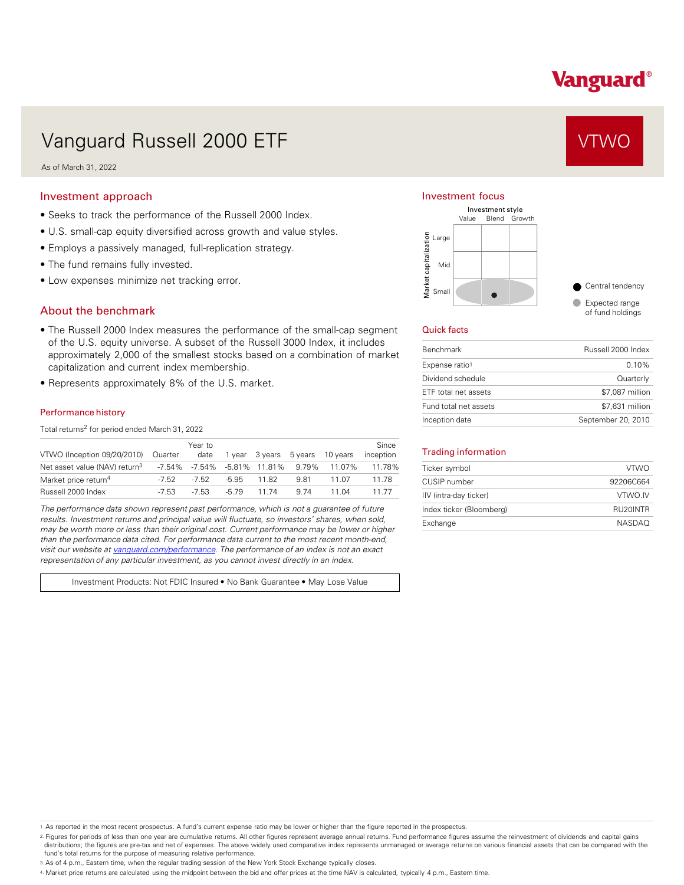# Vanguard Russell 2000 ETF

**VTWO**

As of March 31, 2022

## Investment approach

- Seeks to track the performance of the Russell 2000 Index.
- U.S. small-cap equity diversified across growth and value styles.
- Employs a passively managed, full-replication strategy.
- The fund remains fully invested.
- Low expenses minimize net tracking error.

## About the benchmark

- The Russell 2000 Index measures the performance of the small-cap segment of the U.S. equity universe. A subset of the Russell 3000 Index, it includes approximately 2,000 of the smallest stocks based on a combination of market capitalization and current index membership.
- Represents approximately 8% of the U.S. market.

### Performance history

Total returns[2] for period ended March 31, 2022

| VTWO (Inception 09/20/2010) | Quarter | Year to date | 1 year | 3 years | 5 years | 10 years | Since inception |
|---|---|---|---|---|---|---|---|
| Net asset value (NAV) return[3] | -7.54% | -7.54% | -5.81% | 11.81% | 9.79% | 11.07% | 11.78% |
| Market price return[4] | -7.52 | -7.52 | -5.95 | 11.82 | 9.81 | 11.07 | 11.78 |
| Russell 2000 Index | -7.53 | -7.53 | -5.79 | 11.74 | 9.74 | 11.04 | 11.77 |

*The performance data shown represent past performance, which is not a guarantee of future results. Investment returns and principal value will fluctuate, so investors' shares, when sold, may be worth more or less than their original cost. Current performance may be lower or higher than the performance data cited. For performance data current to the most recent month-end, visit our website at vanguard.com/performance. The performance of an index is not an exact representation of any particular investment, as you cannot invest directly in an index.*

Investment Products: Not FDIC Insured • No Bank Guarantee • May Lose Value

## Investment focus

Investment style: Value, Blend, Growth
Market capitalization: Large, Mid, Small

- Central tendency
- Expected range of fund holdings

## Quick facts

| | |
|---|---|
| Benchmark | Russell 2000 Index |
| Expense ratio[1] | 0.10% |
| Dividend schedule | Quarterly |
| ETF total net assets | $7,087 million |
| Fund total net assets | $7,631 million |
| Inception date | September 20, 2010 |

## Trading information

| | |
|---|---|
| Ticker symbol | VTWO |
| CUSIP number | 92206C664 |
| IIV (intra-day ticker) | VTWO.IV |
| Index ticker (Bloomberg) | RU20INTR |
| Exchange | NASDAQ |

1. As reported in the most recent prospectus. A fund's current expense ratio may be lower or higher than the figure reported in the prospectus.
2. Figures for periods of less than one year are cumulative returns. All other figures represent average annual returns. Fund performance figures assume the reinvestment of dividends and capital gains distributions; the figures are pre-tax and net of expenses. The above widely used comparative index represents unmanaged or average returns on various financial assets that can be compared with the fund's total returns for the purpose of measuring relative performance.
3. As of 4 p.m., Eastern time, when the regular trading session of the New York Stock Exchange typically closes.
4. Market price returns are calculated using the midpoint between the bid and offer prices at the time NAV is calculated, typically 4 p.m., Eastern time.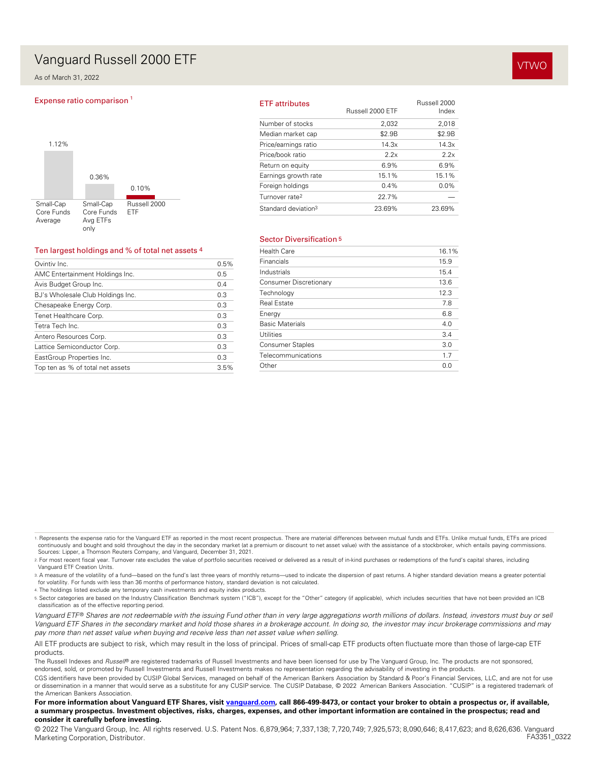# Vanguard Russell 2000 ETF

As of March 31, 2022

VTWO

## Expense ratio comparison [1]

1.12%

0.36%

0.10%

Small-Cap Core Funds Average

Small-Cap Core Funds Avg ETFs only

Russell 2000 ETF

## ETF attributes

| | Russell 2000 ETF | Russell 2000 Index |
|---|---|---|
| Number of stocks | 2,032 | 2,018 |
| Median market cap | $2.9B | $2.9B |
| Price/earnings ratio | 14.3x | 14.3x |
| Price/book ratio | 2.2x | 2.2x |
| Return on equity | 6.9% | 6.9% |
| Earnings growth rate | 15.1% | 15.1% |
| Foreign holdings | 0.4% | 0.0% |
| Turnover rate[2] | 22.7% | — |
| Standard deviation[3] | 23.69% | 23.69% |

## Ten largest holdings and % of total net assets [4]

| | |
|---|---|
| Ovintiv Inc. | 0.5% |
| AMC Entertainment Holdings Inc. | 0.5 |
| Avis Budget Group Inc. | 0.4 |
| BJ's Wholesale Club Holdings Inc. | 0.3 |
| Chesapeake Energy Corp. | 0.3 |
| Tenet Healthcare Corp. | 0.3 |
| Tetra Tech Inc. | 0.3 |
| Antero Resources Corp. | 0.3 |
| Lattice Semiconductor Corp. | 0.3 |
| EastGroup Properties Inc. | 0.3 |
| Top ten as % of total net assets | 3.5% |

## Sector Diversification [5]

| | |
|---|---|
| Health Care | 16.1% |
| Financials | 15.9 |
| Industrials | 15.4 |
| Consumer Discretionary | 13.6 |
| Technology | 12.3 |
| Real Estate | 7.8 |
| Energy | 6.8 |
| Basic Materials | 4.0 |
| Utilities | 3.4 |
| Consumer Staples | 3.0 |
| Telecommunications | 1.7 |
| Other | 0.0 |

1. Represents the expense ratio for the Vanguard ETF as reported in the most recent prospectus. There are material differences between mutual funds and ETFs. Unlike mutual funds, ETFs are priced continuously and bought and sold throughout the day in the secondary market (at a premium or discount to net asset value) with the assistance of a stockbroker, which entails paying commissions. Sources: Lipper, a Thomson Reuters Company, and Vanguard, December 31, 2021.
2. For most recent fiscal year. Turnover rate excludes the value of portfolio securities received or delivered as a result of in-kind purchases or redemptions of the fund's capital shares, including Vanguard ETF Creation Units.
3. A measure of the volatility of a fund—based on the fund's last three years of monthly returns—used to indicate the dispersion of past returns. A higher standard deviation means a greater potential for volatility. For funds with less than 36 months of performance history, standard deviation is not calculated.
4. The holdings listed exclude any temporary cash investments and equity index products.
5. Sector categories are based on the Industry Classification Benchmark system ("ICB"), except for the "Other" category (if applicable), which includes securities that have not been provided an ICB classification as of the effective reporting period.

*Vanguard ETF® Shares are not redeemable with the issuing Fund other than in very large aggregations worth millions of dollars. Instead, investors must buy or sell Vanguard ETF Shares in the secondary market and hold those shares in a brokerage account. In doing so, the investor may incur brokerage commissions and may pay more than net asset value when buying and receive less than net asset value when selling.*

All ETF products are subject to risk, which may result in the loss of principal. Prices of small-cap ETF products often fluctuate more than those of large-cap ETF products.

The Russell Indexes and *Russell*® are registered trademarks of Russell Investments and have been licensed for use by The Vanguard Group, Inc. The products are not sponsored, endorsed, sold, or promoted by Russell Investments and Russell Investments makes no representation regarding the advisability of investing in the products.

CGS identifiers have been provided by CUSIP Global Services, managed on behalf of the American Bankers Association by Standard & Poor's Financial Services, LLC, and are not for use or dissemination in a manner that would serve as a substitute for any CUSIP service. The CUSIP Database, © 2022 American Bankers Association. "CUSIP" is a registered trademark of the American Bankers Association.

**For more information about Vanguard ETF Shares, visit vanguard.com, call 866-499-8473, or contact your broker to obtain a prospectus or, if available, a summary prospectus. Investment objectives, risks, charges, expenses, and other important information are contained in the prospectus; read and consider it carefully before investing.**

© 2022 The Vanguard Group, Inc. All rights reserved. U.S. Patent Nos. 6,879,964; 7,337,138; 7,720,749; 7,925,573; 8,090,646; 8,417,623; and 8,626,636. Vanguard Marketing Corporation, Distributor.

FA3351_0322